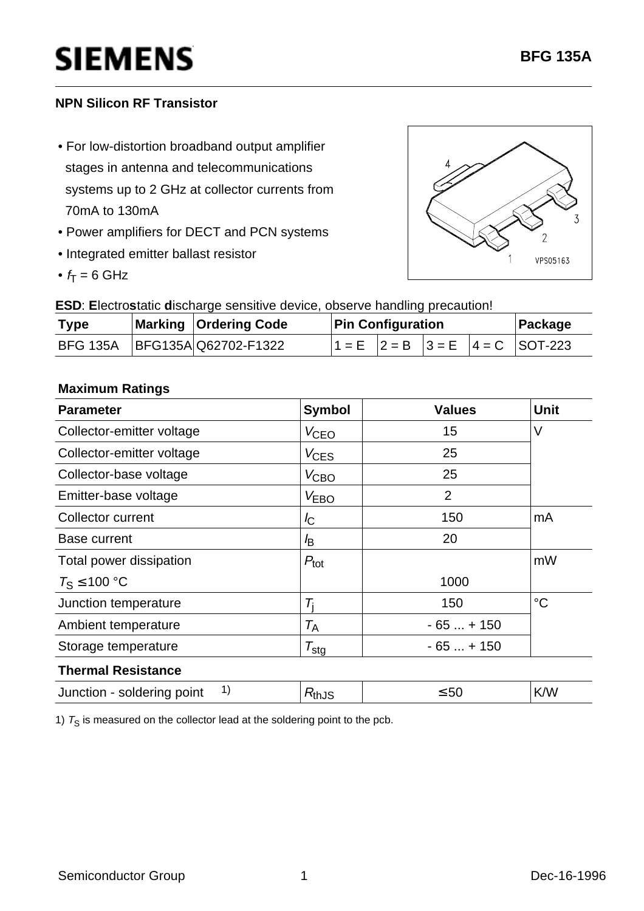# SIEMENS

**BFG 135A**

**NPN Silicon RF Transistor**

- For low-distortion broadband output amplifier stages in antenna and telecommunications systems up to 2 GHz at collector currents from 70mA to 130mA
- Power amplifiers for DECT and PCN systems
- Integrated emitter ballast resistor
- $f_T$ = 6 GHz

**ESD**: **E**lectro**s**tatic **d**ischarge sensitive device, observe handling precaution!

| Type | Marking | Ordering Code | Pin Configuration | | | | Package |
|---|---|---|---|---|---|---|---|
| BFG 135A | BFG135A | Q62702-F1322 | 1 = E | 2 = B | 3 = E | 4 = C | SOT-223 |

**Maximum Ratings**

| Parameter | Symbol | Values | Unit |
|---|---|---|---|
| Collector-emitter voltage | $V_{CEO}$ | 15 | V |
| Collector-emitter voltage | $V_{CES}$ | 25 | |
| Collector-base voltage | $V_{CBO}$ | 25 | |
| Emitter-base voltage | $V_{EBO}$ | 2 | |
| Collector current | $I_C$ | 150 | mA |
| Base current | $I_B$ | 20 | |
| Total power dissipation<br>$T_S$ ≤ 100 °C | $P_{tot}$ | <br>1000 | mW |
| Junction temperature | $T_j$ | 150 | °C |
| Ambient temperature | $T_A$ | - 65 ... + 150 | |
| Storage temperature | $T_{stg}$ | - 65 ... + 150 | |
| **Thermal Resistance** | | | |
| Junction - soldering point [1] | $R_{thJS}$ | ≤ 50 | K/W |

1) $T_S$ is measured on the collector lead at the soldering point to the pcb.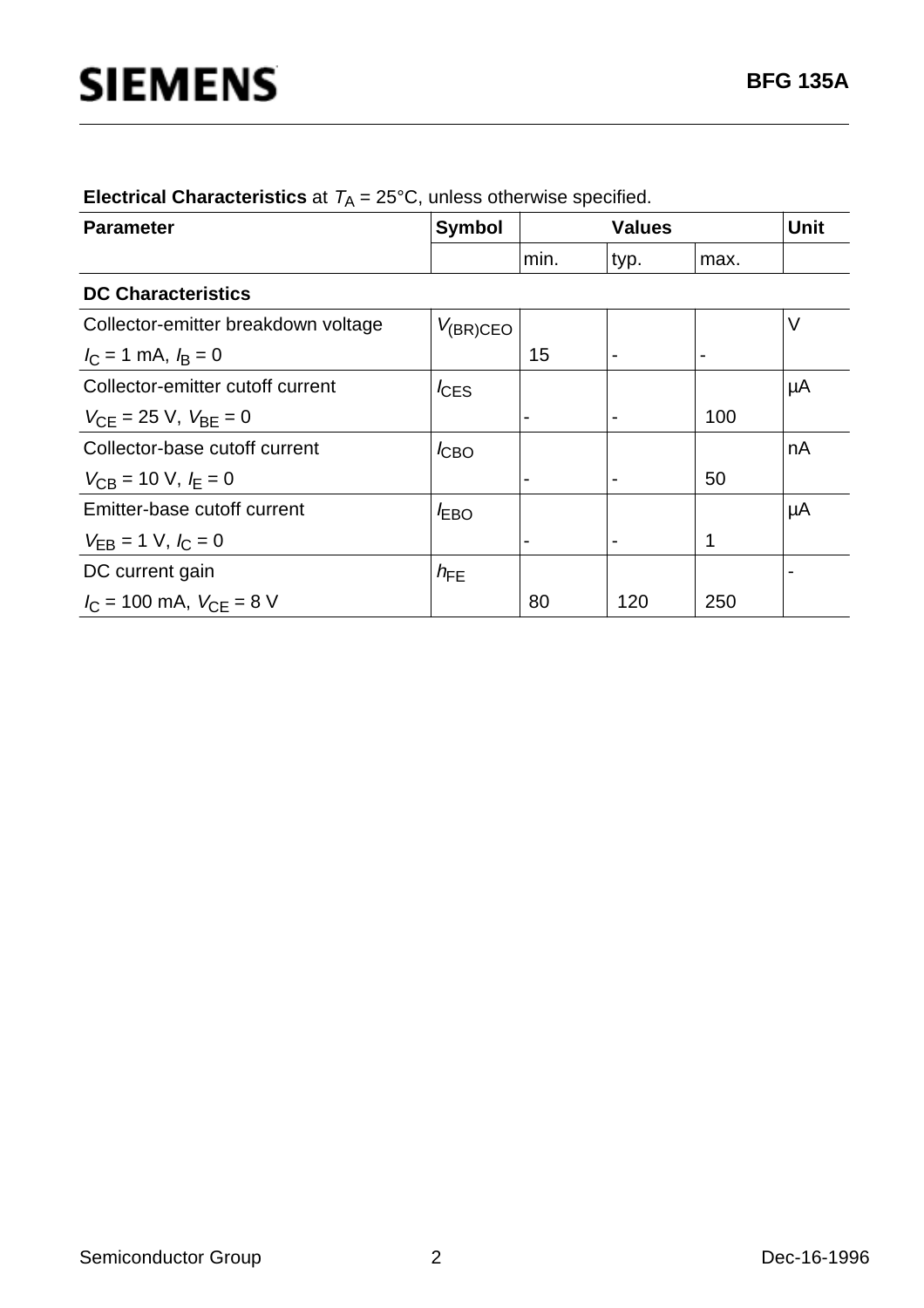**Electrical Characteristics** at $T_A$ = 25°C, unless otherwise specified.

| Parameter | Symbol | Values | | | Unit |
|---|---|---|---|---|---|
| | | min. | typ. | max. | |
| **DC Characteristics** | | | | | |
| Collector-emitter breakdown voltage<br>$I_C$ = 1 mA, $I_B$ = 0 | $V_{(BR)CEO}$ | 15 | - | - | V |
| Collector-emitter cutoff current<br>$V_{CE}$ = 25 V, $V_{BE}$ = 0 | $I_{CES}$ | - | - | 100 | µA |
| Collector-base cutoff current<br>$V_{CB}$ = 10 V, $I_E$ = 0 | $I_{CBO}$ | - | - | 50 | nA |
| Emitter-base cutoff current<br>$V_{EB}$ = 1 V, $I_C$ = 0 | $I_{EBO}$ | - | - | 1 | µA |
| DC current gain<br>$I_C$ = 100 mA, $V_{CE}$ = 8 V | $h_{FE}$ | 80 | 120 | 250 | - |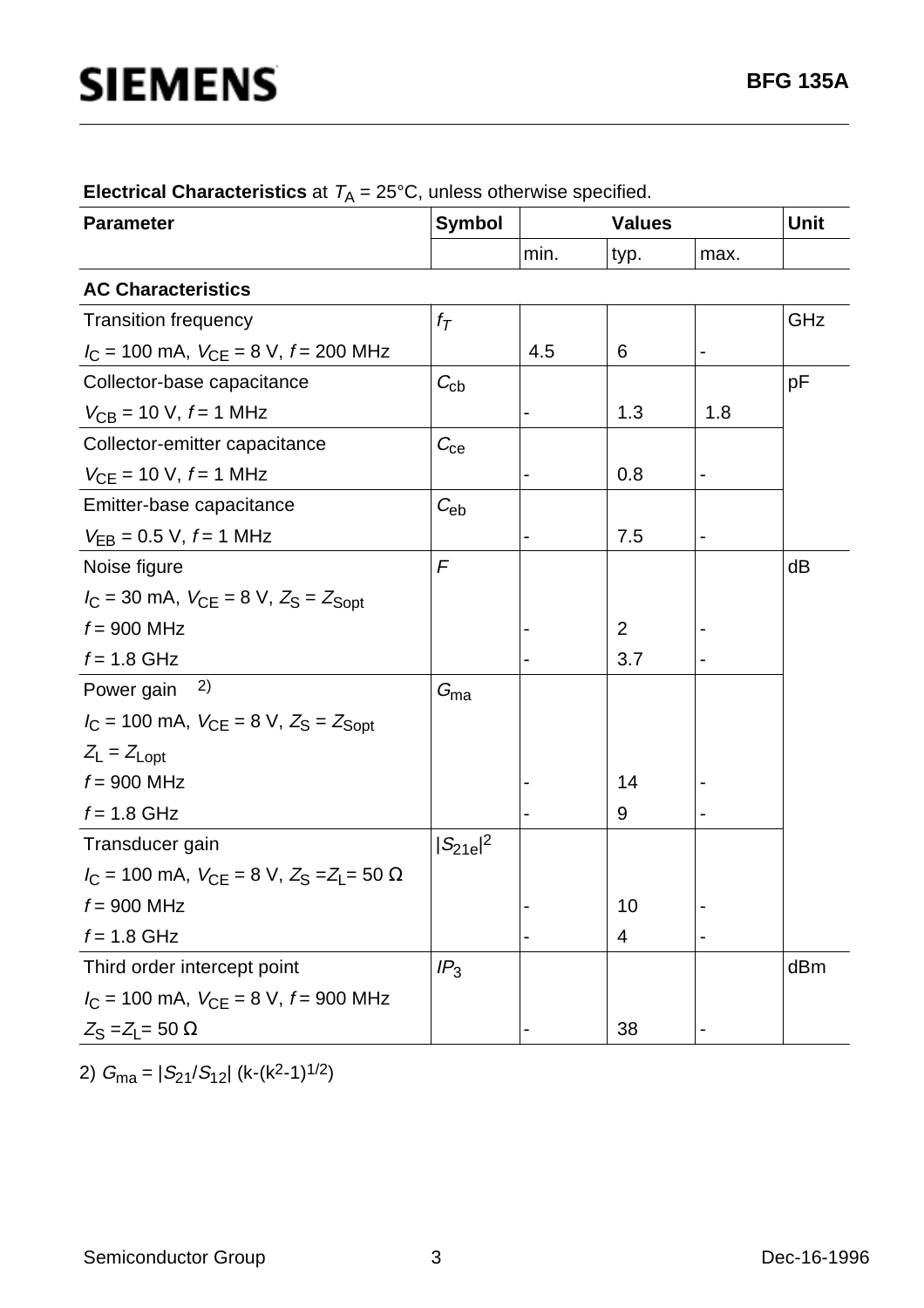**Electrical Characteristics** at $T_A$ = 25°C, unless otherwise specified.

| Parameter | Symbol | Values | | | Unit |
|---|---|---|---|---|---|
| | | min. | typ. | max. | |
| **AC Characteristics** | | | | | |
| Transition frequency<br>$I_C$ = 100 mA, $V_{CE}$ = 8 V, $f$ = 200 MHz | $f_T$ | 4.5 | 6 | - | GHz |
| Collector-base capacitance<br>$V_{CB}$ = 10 V, $f$ = 1 MHz | $C_{cb}$ | - | 1.3 | 1.8 | pF |
| Collector-emitter capacitance<br>$V_{CE}$ = 10 V, $f$ = 1 MHz | $C_{ce}$ | - | 0.8 | - | |
| Emitter-base capacitance<br>$V_{EB}$ = 0.5 V, $f$ = 1 MHz | $C_{eb}$ | - | 7.5 | - | |
| Noise figure<br>$I_C$ = 30 mA, $V_{CE}$ = 8 V, $Z_S = Z_{Sopt}$<br>$f$ = 900 MHz<br>$f$ = 1.8 GHz | $F$ | <br><br>-<br>- | <br><br>2<br>3.7 | <br><br>-<br>- | dB |
| Power gain [2)]<br>$I_C$ = 100 mA, $V_{CE}$ = 8 V, $Z_S = Z_{Sopt}$<br>$Z_L = Z_{Lopt}$<br>$f$ = 900 MHz<br>$f$ = 1.8 GHz | $G_{ma}$ | <br><br><br>-<br>- | <br><br><br>14<br>9 | <br><br><br>-<br>- | |
| Transducer gain<br>$I_C$ = 100 mA, $V_{CE}$ = 8 V, $Z_S = Z_L$ = 50 Ω<br>$f$ = 900 MHz<br>$f$ = 1.8 GHz | $\|S_{21e}\|^2$ | <br><br>-<br>- | <br><br>10<br>4 | <br><br>-<br>- | |
| Third order intercept point<br>$I_C$ = 100 mA, $V_{CE}$ = 8 V, $f$ = 900 MHz<br>$Z_S = Z_L$ = 50 Ω | $IP_3$ | <br><br>- | <br><br>38 | <br><br>- | dBm |

2) $G_{ma} = |S_{21}/S_{12}|\ (k-(k^2-1)^{1/2})$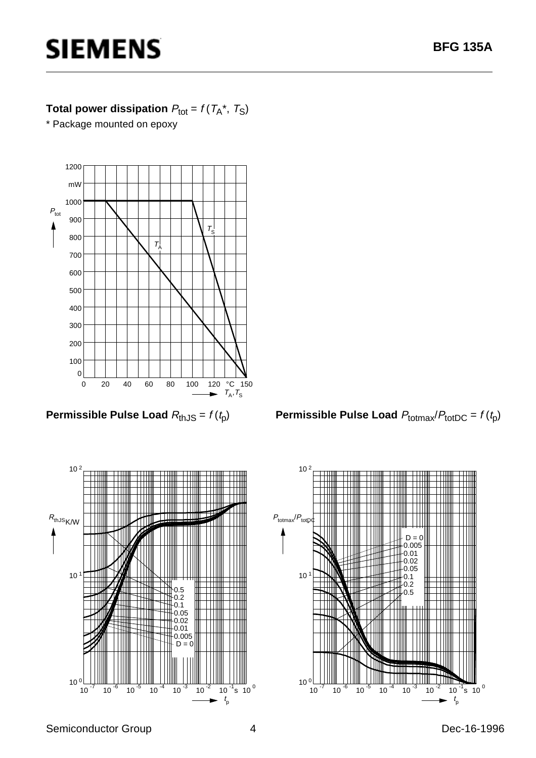**Total power dissipation** $P_{tot} = f(T_A^*, T_S)$

* Package mounted on epoxy

**Permissible Pulse Load** $R_{thJS} = f(t_p)$

**Permissible Pulse Load** $P_{totmax}/P_{totDC} = f(t_p)$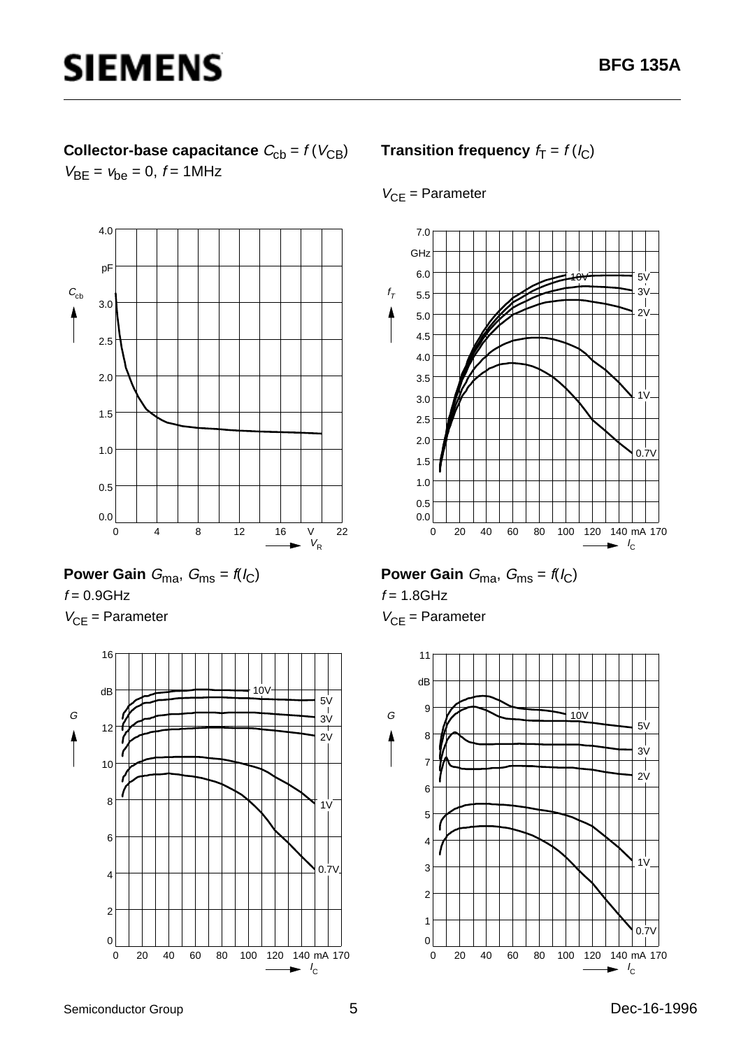**Collector-base capacitance** $C_{cb} = f(V_{CB})$

$V_{BE} = v_{be} = 0$, $f = 1\text{MHz}$

**Transition frequency** $f_T = f(I_C)$

$V_{CE}$ = Parameter

**Power Gain** $G_{ma}$, $G_{ms} = f(I_C)$

$f = 0.9\text{GHz}$

$V_{CE}$ = Parameter

**Power Gain** $G_{ma}$, $G_{ms} = f(I_C)$

$f = 1.8\text{GHz}$

$V_{CE}$ = Parameter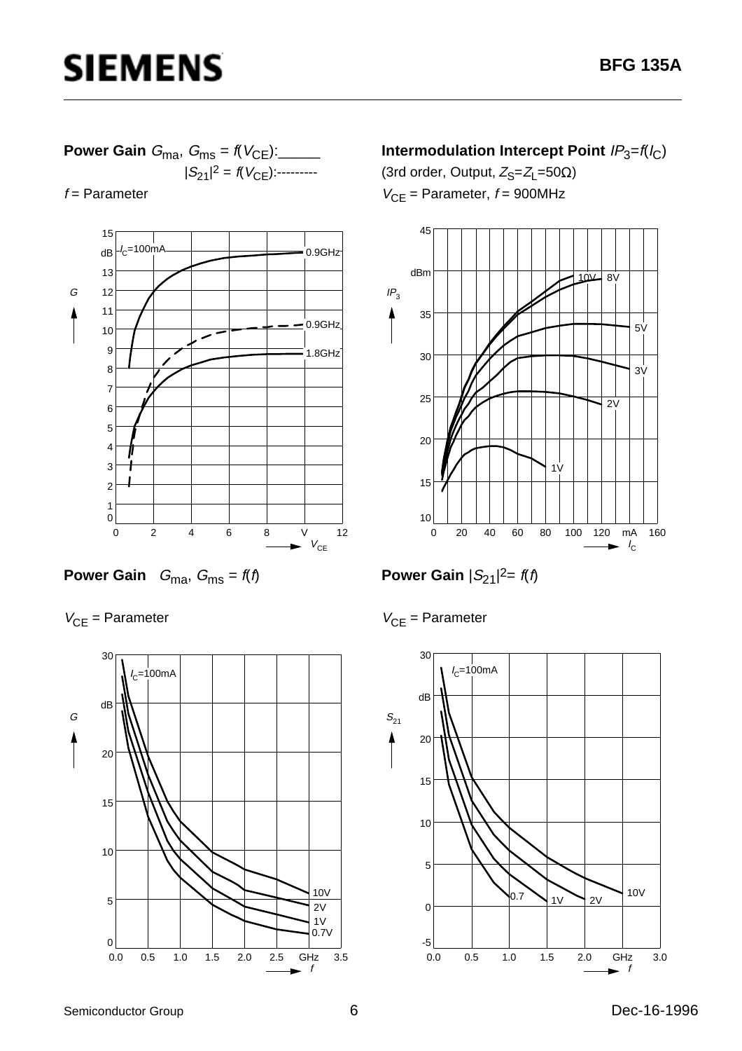**Power Gain** $G_{ma}$, $G_{ms}$ = $f(V_{CE})$:______
$|S_{21}|^2$ = $f(V_{CE})$:---------
$f$ = Parameter

15
dB
13
12
11
10
9
8
7
6
5
4
3
2
1
0
G
$I_C$=100mA
0.9GHz
0.9GHz
1.8GHz
0 2 4 6 8 V 12
$V_{CE}$

**Intermodulation Intercept Point** $IP_3$=$f(I_C)$
(3rd order, Output, $Z_S$=$Z_L$=50Ω)
$V_{CE}$ = Parameter, $f$ = 900MHz

45
dBm
35
30
25
20
15
10
$IP_3$
10V
8V
5V
3V
2V
1V
0 20 40 60 80 100 120 mA 160
$I_C$

**Power Gain** $G_{ma}$, $G_{ms}$ = $f(f)$

$V_{CE}$ = Parameter

30
dB
20
15
10
5
0
G
$I_C$=100mA
10V
2V
1V
0.7V
0.0 0.5 1.0 1.5 2.0 2.5 GHz 3.5
$f$

**Power Gain** $|S_{21}|^2$= $f(f)$

$V_{CE}$ = Parameter

30
dB
20
15
10
5
0
-5
$S_{21}$
$I_C$=100mA
0.7
1V
2V
10V
0.0 0.5 1.0 1.5 2.0 GHz 3.0
$f$